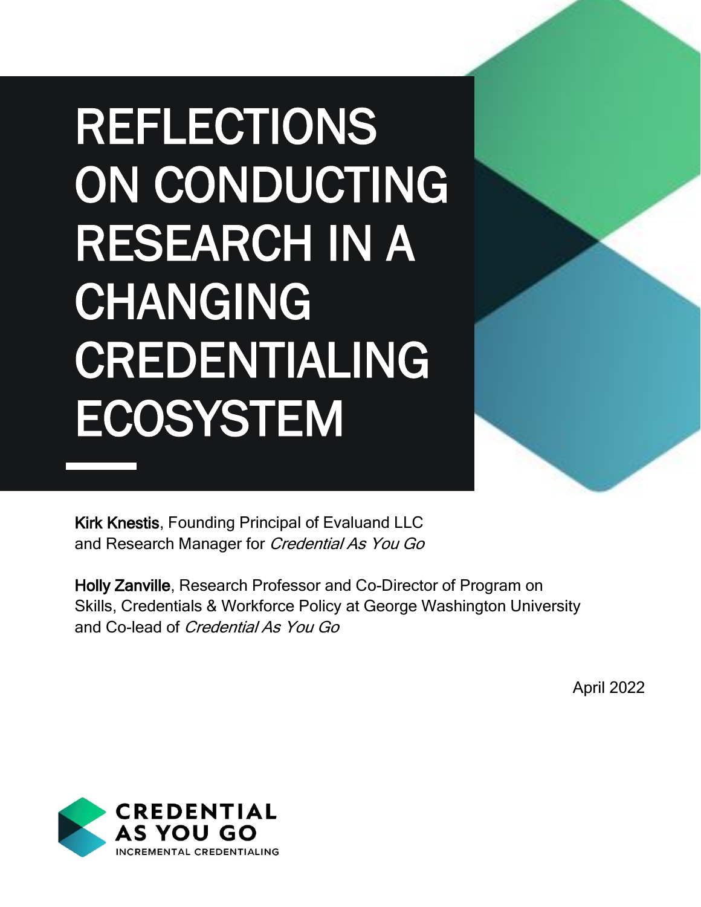# REFLECTIONS ON CONDUCTING RESEARCH IN A CHANGING CREDENTIALING ECOSYSTEM

**Kirk Knestis**, Founding Principal of Evaluand LLC and Research Manager for *Credential As You Go*

**Holly Zanville**, Research Professor and Co-Director of Program on Skills, Credentials & Workforce Policy at George Washington University and Co-lead of *Credential As You Go*

April 2022

CREDENTIAL AS YOU GO
INCREMENTAL CREDENTIALING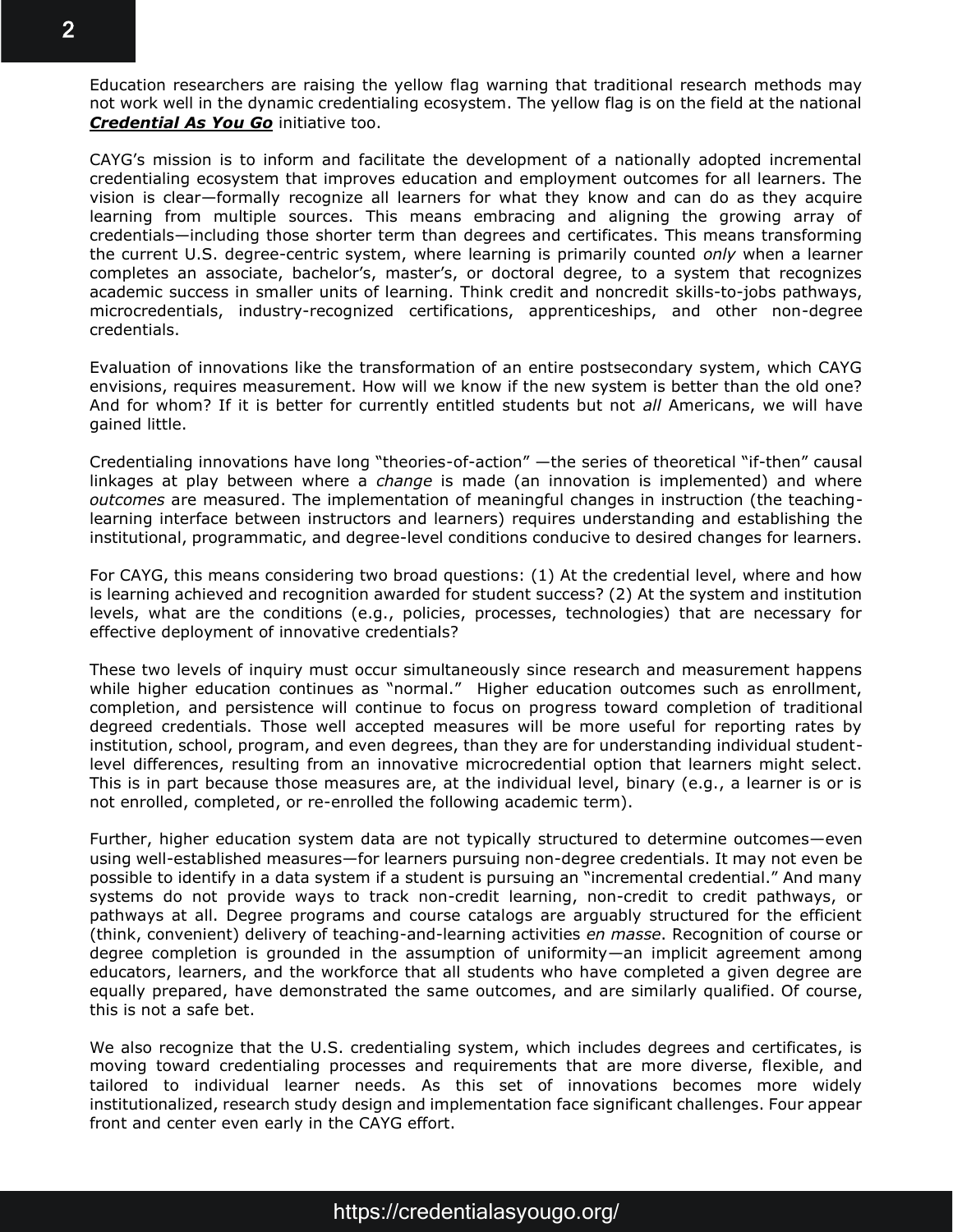Education researchers are raising the yellow flag warning that traditional research methods may not work well in the dynamic credentialing ecosystem. The yellow flag is on the field at the national ***Credential As You Go*** initiative too.

CAYG's mission is to inform and facilitate the development of a nationally adopted incremental credentialing ecosystem that improves education and employment outcomes for all learners. The vision is clear—formally recognize all learners for what they know and can do as they acquire learning from multiple sources. This means embracing and aligning the growing array of credentials—including those shorter term than degrees and certificates. This means transforming the current U.S. degree-centric system, where learning is primarily counted *only* when a learner completes an associate, bachelor's, master's, or doctoral degree, to a system that recognizes academic success in smaller units of learning. Think credit and noncredit skills-to-jobs pathways, microcredentials, industry-recognized certifications, apprenticeships, and other non-degree credentials.

Evaluation of innovations like the transformation of an entire postsecondary system, which CAYG envisions, requires measurement. How will we know if the new system is better than the old one? And for whom? If it is better for currently entitled students but not *all* Americans, we will have gained little.

Credentialing innovations have long "theories-of-action" —the series of theoretical "if-then" causal linkages at play between where a *change* is made (an innovation is implemented) and where *outcomes* are measured. The implementation of meaningful changes in instruction (the teaching-learning interface between instructors and learners) requires understanding and establishing the institutional, programmatic, and degree-level conditions conducive to desired changes for learners.

For CAYG, this means considering two broad questions: (1) At the credential level, where and how is learning achieved and recognition awarded for student success? (2) At the system and institution levels, what are the conditions (e.g., policies, processes, technologies) that are necessary for effective deployment of innovative credentials?

These two levels of inquiry must occur simultaneously since research and measurement happens while higher education continues as "normal." Higher education outcomes such as enrollment, completion, and persistence will continue to focus on progress toward completion of traditional degreed credentials. Those well accepted measures will be more useful for reporting rates by institution, school, program, and even degrees, than they are for understanding individual student-level differences, resulting from an innovative microcredential option that learners might select. This is in part because those measures are, at the individual level, binary (e.g., a learner is or is not enrolled, completed, or re-enrolled the following academic term).

Further, higher education system data are not typically structured to determine outcomes—even using well-established measures—for learners pursuing non-degree credentials. It may not even be possible to identify in a data system if a student is pursuing an "incremental credential." And many systems do not provide ways to track non-credit learning, non-credit to credit pathways, or pathways at all. Degree programs and course catalogs are arguably structured for the efficient (think, convenient) delivery of teaching-and-learning activities *en masse*. Recognition of course or degree completion is grounded in the assumption of uniformity—an implicit agreement among educators, learners, and the workforce that all students who have completed a given degree are equally prepared, have demonstrated the same outcomes, and are similarly qualified. Of course, this is not a safe bet.

We also recognize that the U.S. credentialing system, which includes degrees and certificates, is moving toward credentialing processes and requirements that are more diverse, flexible, and tailored to individual learner needs. As this set of innovations becomes more widely institutionalized, research study design and implementation face significant challenges. Four appear front and center even early in the CAYG effort.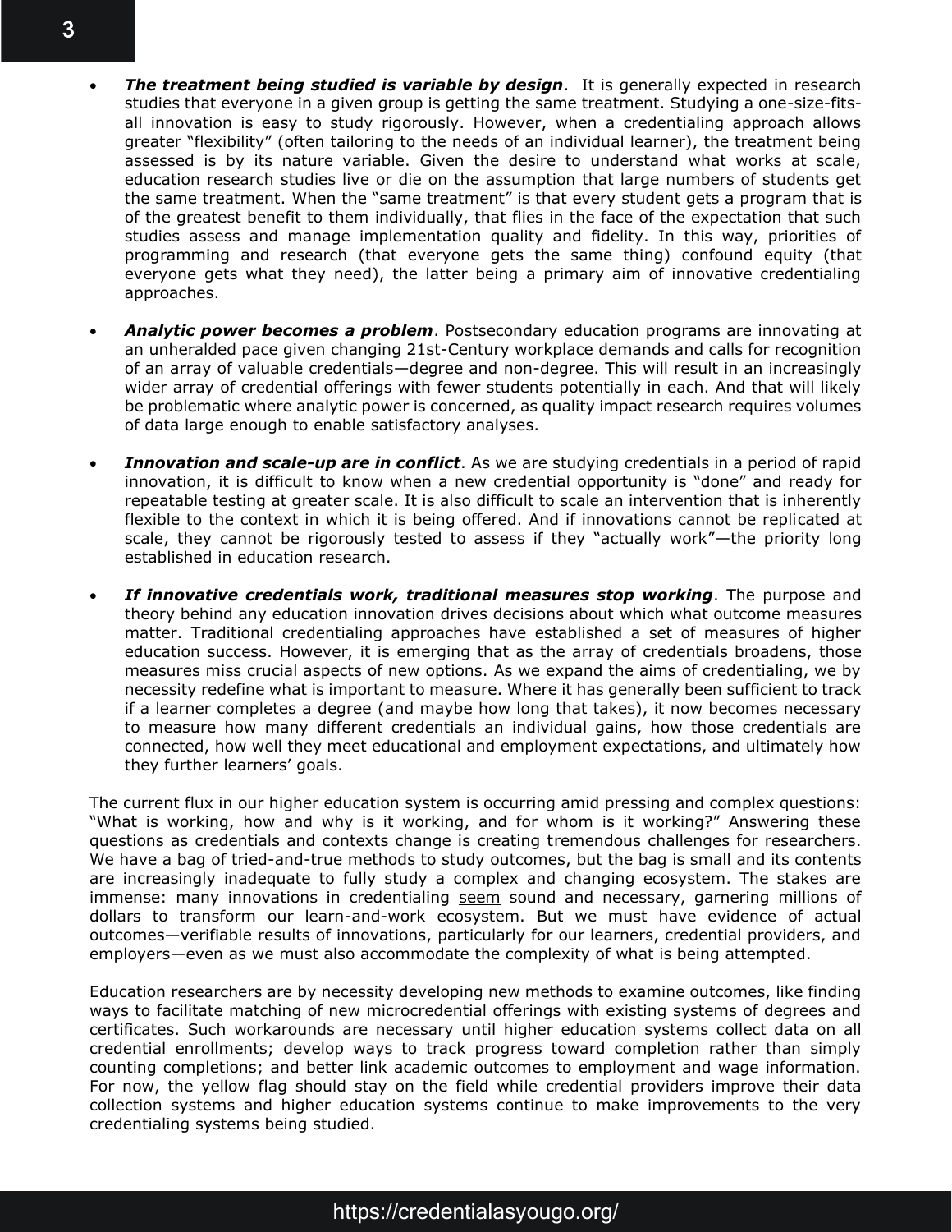- ***The treatment being studied is variable by design***. It is generally expected in research studies that everyone in a given group is getting the same treatment. Studying a one-size-fits-all innovation is easy to study rigorously. However, when a credentialing approach allows greater "flexibility" (often tailoring to the needs of an individual learner), the treatment being assessed is by its nature variable. Given the desire to understand what works at scale, education research studies live or die on the assumption that large numbers of students get the same treatment. When the "same treatment" is that every student gets a program that is of the greatest benefit to them individually, that flies in the face of the expectation that such studies assess and manage implementation quality and fidelity. In this way, priorities of programming and research (that everyone gets the same thing) confound equity (that everyone gets what they need), the latter being a primary aim of innovative credentialing approaches.

- ***Analytic power becomes a problem***. Postsecondary education programs are innovating at an unheralded pace given changing 21st-Century workplace demands and calls for recognition of an array of valuable credentials—degree and non-degree. This will result in an increasingly wider array of credential offerings with fewer students potentially in each. And that will likely be problematic where analytic power is concerned, as quality impact research requires volumes of data large enough to enable satisfactory analyses.

- ***Innovation and scale-up are in conflict***. As we are studying credentials in a period of rapid innovation, it is difficult to know when a new credential opportunity is "done" and ready for repeatable testing at greater scale. It is also difficult to scale an intervention that is inherently flexible to the context in which it is being offered. And if innovations cannot be replicated at scale, they cannot be rigorously tested to assess if they "actually work"—the priority long established in education research.

- ***If innovative credentials work, traditional measures stop working***. The purpose and theory behind any education innovation drives decisions about which what outcome measures matter. Traditional credentialing approaches have established a set of measures of higher education success. However, it is emerging that as the array of credentials broadens, those measures miss crucial aspects of new options. As we expand the aims of credentialing, we by necessity redefine what is important to measure. Where it has generally been sufficient to track if a learner completes a degree (and maybe how long that takes), it now becomes necessary to measure how many different credentials an individual gains, how those credentials are connected, how well they meet educational and employment expectations, and ultimately how they further learners' goals.

The current flux in our higher education system is occurring amid pressing and complex questions: "What is working, how and why is it working, and for whom is it working?" Answering these questions as credentials and contexts change is creating tremendous challenges for researchers. We have a bag of tried-and-true methods to study outcomes, but the bag is small and its contents are increasingly inadequate to fully study a complex and changing ecosystem. The stakes are immense: many innovations in credentialing <u>seem</u> sound and necessary, garnering millions of dollars to transform our learn-and-work ecosystem. But we must have evidence of actual outcomes—verifiable results of innovations, particularly for our learners, credential providers, and employers—even as we must also accommodate the complexity of what is being attempted.

Education researchers are by necessity developing new methods to examine outcomes, like finding ways to facilitate matching of new microcredential offerings with existing systems of degrees and certificates. Such workarounds are necessary until higher education systems collect data on all credential enrollments; develop ways to track progress toward completion rather than simply counting completions; and better link academic outcomes to employment and wage information. For now, the yellow flag should stay on the field while credential providers improve their data collection systems and higher education systems continue to make improvements to the very credentialing systems being studied.